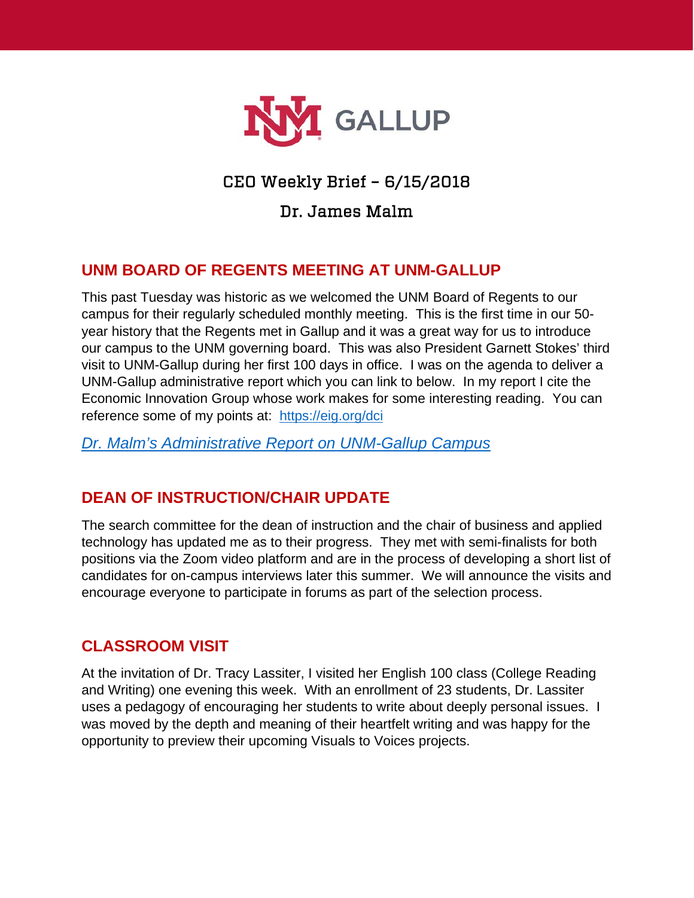# CEO Weekly Brief – 6/15/2018

## Dr. James Malm

### UNM BOARD OF REGENTS MEETING AT UNM-GALLUP

This past Tuesday was historic as we welcomed the UNM Board of Regents to our campus for their regularly scheduled monthly meeting. This is the first time in our 50-year history that the Regents met in Gallup and it was a great way for us to introduce our campus to the UNM governing board. This was also President Garnett Stokes' third visit to UNM-Gallup during her first 100 days in office. I was on the agenda to deliver a UNM-Gallup administrative report which you can link to below. In my report I cite the Economic Innovation Group whose work makes for some interesting reading. You can reference some of my points at: https://eig.org/dci

*Dr. Malm's Administrative Report on UNM-Gallup Campus*

### DEAN OF INSTRUCTION/CHAIR UPDATE

The search committee for the dean of instruction and the chair of business and applied technology has updated me as to their progress. They met with semi-finalists for both positions via the Zoom video platform and are in the process of developing a short list of candidates for on-campus interviews later this summer. We will announce the visits and encourage everyone to participate in forums as part of the selection process.

### CLASSROOM VISIT

At the invitation of Dr. Tracy Lassiter, I visited her English 100 class (College Reading and Writing) one evening this week. With an enrollment of 23 students, Dr. Lassiter uses a pedagogy of encouraging her students to write about deeply personal issues. I was moved by the depth and meaning of their heartfelt writing and was happy for the opportunity to preview their upcoming Visuals to Voices projects.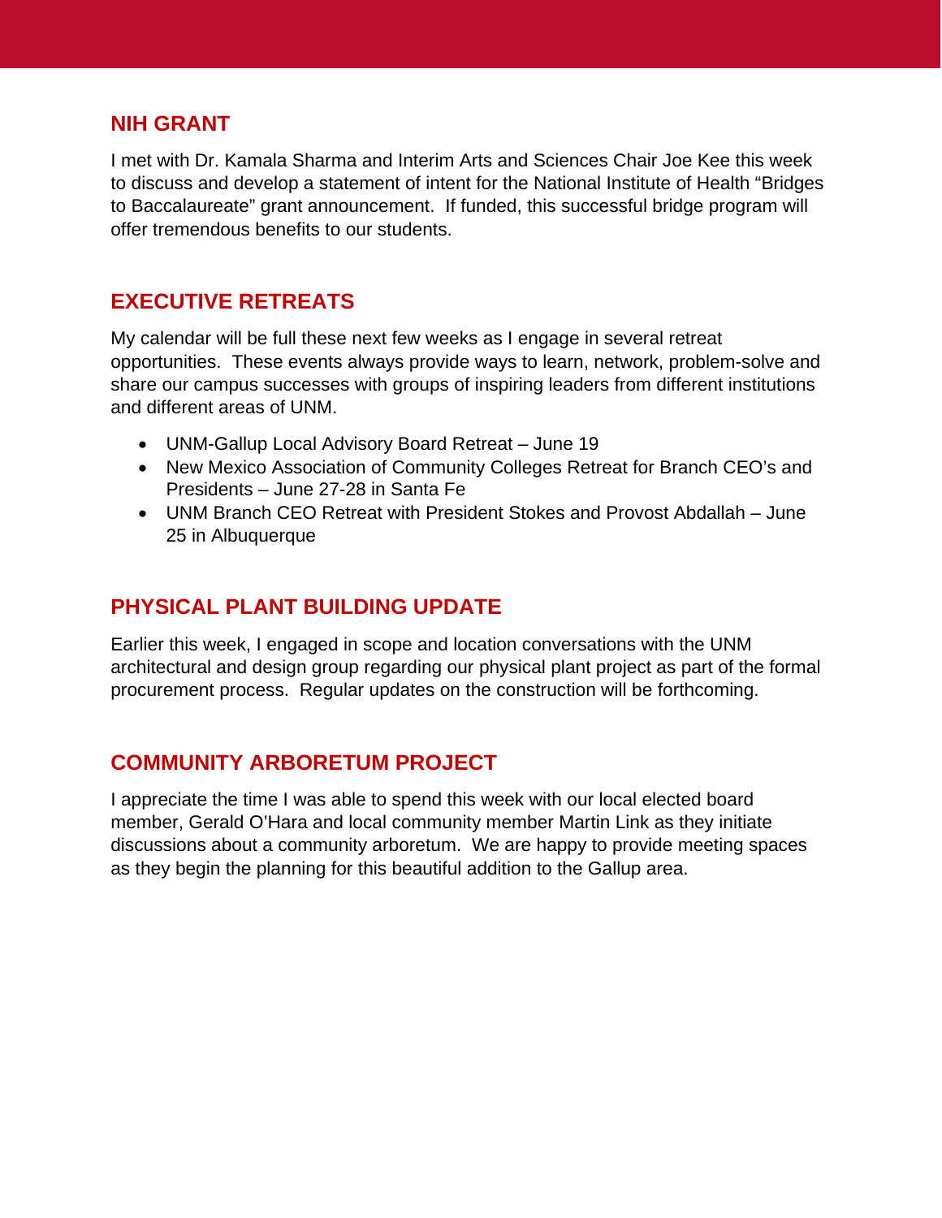## NIH GRANT

I met with Dr. Kamala Sharma and Interim Arts and Sciences Chair Joe Kee this week to discuss and develop a statement of intent for the National Institute of Health “Bridges to Baccalaureate” grant announcement. If funded, this successful bridge program will offer tremendous benefits to our students.

## EXECUTIVE RETREATS

My calendar will be full these next few weeks as I engage in several retreat opportunities. These events always provide ways to learn, network, problem-solve and share our campus successes with groups of inspiring leaders from different institutions and different areas of UNM.

- UNM-Gallup Local Advisory Board Retreat – June 19
- New Mexico Association of Community Colleges Retreat for Branch CEO’s and Presidents – June 27-28 in Santa Fe
- UNM Branch CEO Retreat with President Stokes and Provost Abdallah – June 25 in Albuquerque

## PHYSICAL PLANT BUILDING UPDATE

Earlier this week, I engaged in scope and location conversations with the UNM architectural and design group regarding our physical plant project as part of the formal procurement process. Regular updates on the construction will be forthcoming.

## COMMUNITY ARBORETUM PROJECT

I appreciate the time I was able to spend this week with our local elected board member, Gerald O’Hara and local community member Martin Link as they initiate discussions about a community arboretum. We are happy to provide meeting spaces as they begin the planning for this beautiful addition to the Gallup area.